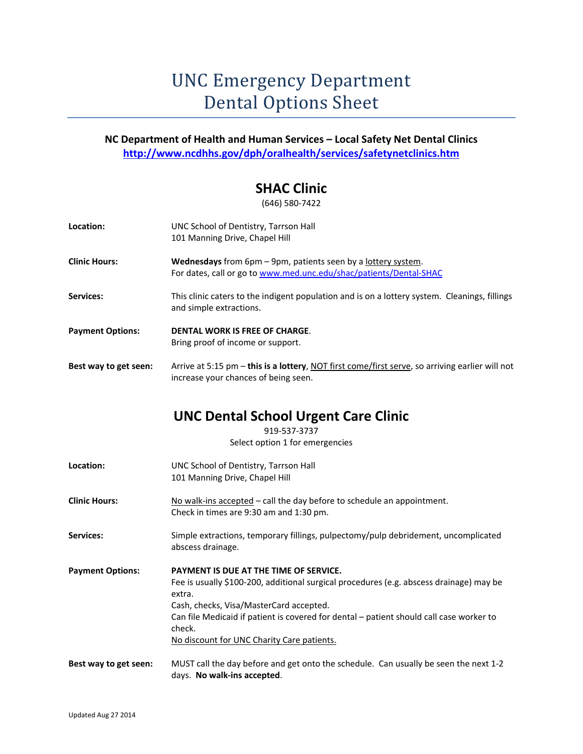# UNC Emergency Department Dental Options Sheet

**NC Department of Health and Human Services – Local Safety Net Dental Clinics**
**http://www.ncdhhs.gov/dph/oralhealth/services/safetynetclinics.htm**

## SHAC Clinic

(646) 580-7422

**Location:** UNC School of Dentistry, Tarrson Hall
101 Manning Drive, Chapel Hill

**Clinic Hours:** **Wednesdays** from 6pm – 9pm, patients seen by a lottery system.
For dates, call or go to www.med.unc.edu/shac/patients/Dental-SHAC

**Services:** This clinic caters to the indigent population and is on a lottery system. Cleanings, fillings and simple extractions.

**Payment Options:** **DENTAL WORK IS FREE OF CHARGE**.
Bring proof of income or support.

**Best way to get seen:** Arrive at 5:15 pm – **this is a lottery**, NOT first come/first serve, so arriving earlier will not increase your chances of being seen.

## UNC Dental School Urgent Care Clinic

919-537-3737
Select option 1 for emergencies

**Location:** UNC School of Dentistry, Tarrson Hall
101 Manning Drive, Chapel Hill

**Clinic Hours:** No walk-ins accepted – call the day before to schedule an appointment.
Check in times are 9:30 am and 1:30 pm.

**Services:** Simple extractions, temporary fillings, pulpectomy/pulp debridement, uncomplicated abscess drainage.

**Payment Options:** **PAYMENT IS DUE AT THE TIME OF SERVICE.**
Fee is usually $100-200, additional surgical procedures (e.g. abscess drainage) may be extra.
Cash, checks, Visa/MasterCard accepted.
Can file Medicaid if patient is covered for dental – patient should call case worker to check.
No discount for UNC Charity Care patients.

**Best way to get seen:** MUST call the day before and get onto the schedule. Can usually be seen the next 1-2 days. **No walk-ins accepted**.

Updated Aug 27 2014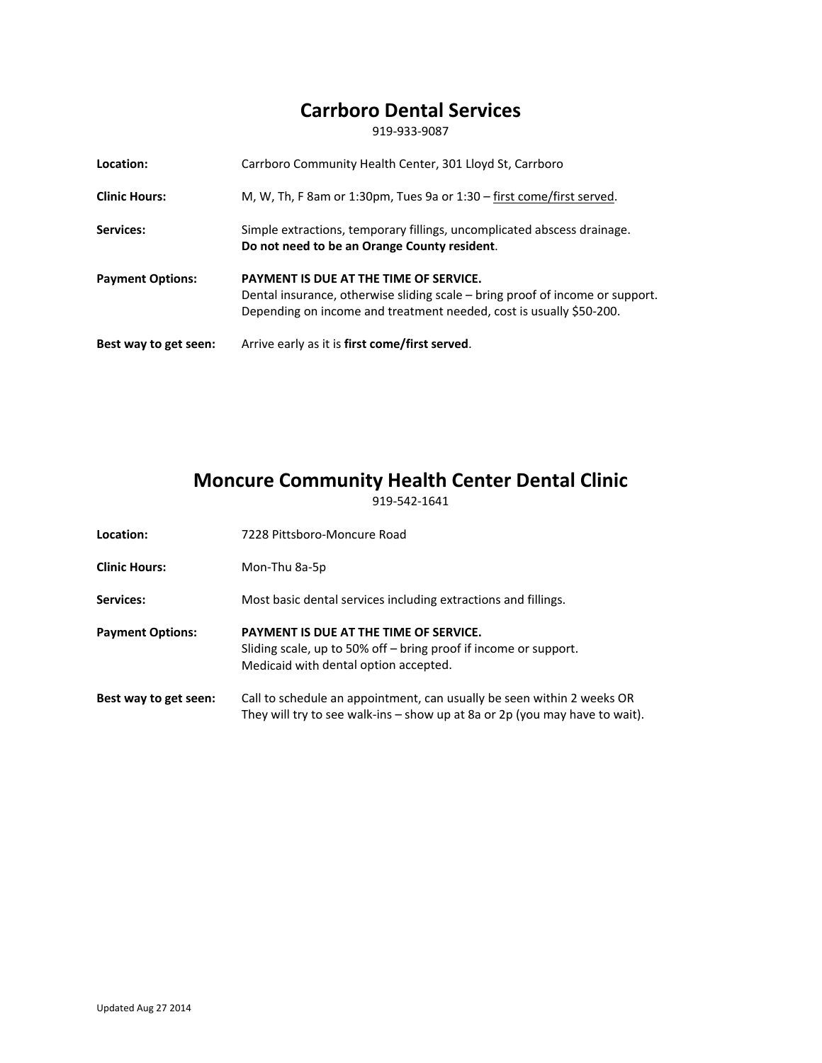## Carrboro Dental Services

919-933-9087

**Location:** Carrboro Community Health Center, 301 Lloyd St, Carrboro

**Clinic Hours:** M, W, Th, F 8am or 1:30pm, Tues 9a or 1:30 – first come/first served.

**Services:** Simple extractions, temporary fillings, uncomplicated abscess drainage.
**Do not need to be an Orange County resident**.

**Payment Options:** **PAYMENT IS DUE AT THE TIME OF SERVICE.**
Dental insurance, otherwise sliding scale – bring proof of income or support.
Depending on income and treatment needed, cost is usually $50-200.

**Best way to get seen:** Arrive early as it is **first come/first served**.

## Moncure Community Health Center Dental Clinic

919-542-1641

**Location:** 7228 Pittsboro-Moncure Road

**Clinic Hours:** Mon-Thu 8a-5p

**Services:** Most basic dental services including extractions and fillings.

**Payment Options:** **PAYMENT IS DUE AT THE TIME OF SERVICE.**
Sliding scale, up to 50% off – bring proof if income or support.
Medicaid with dental option accepted.

**Best way to get seen:** Call to schedule an appointment, can usually be seen within 2 weeks OR
They will try to see walk-ins – show up at 8a or 2p (you may have to wait).

Updated Aug 27 2014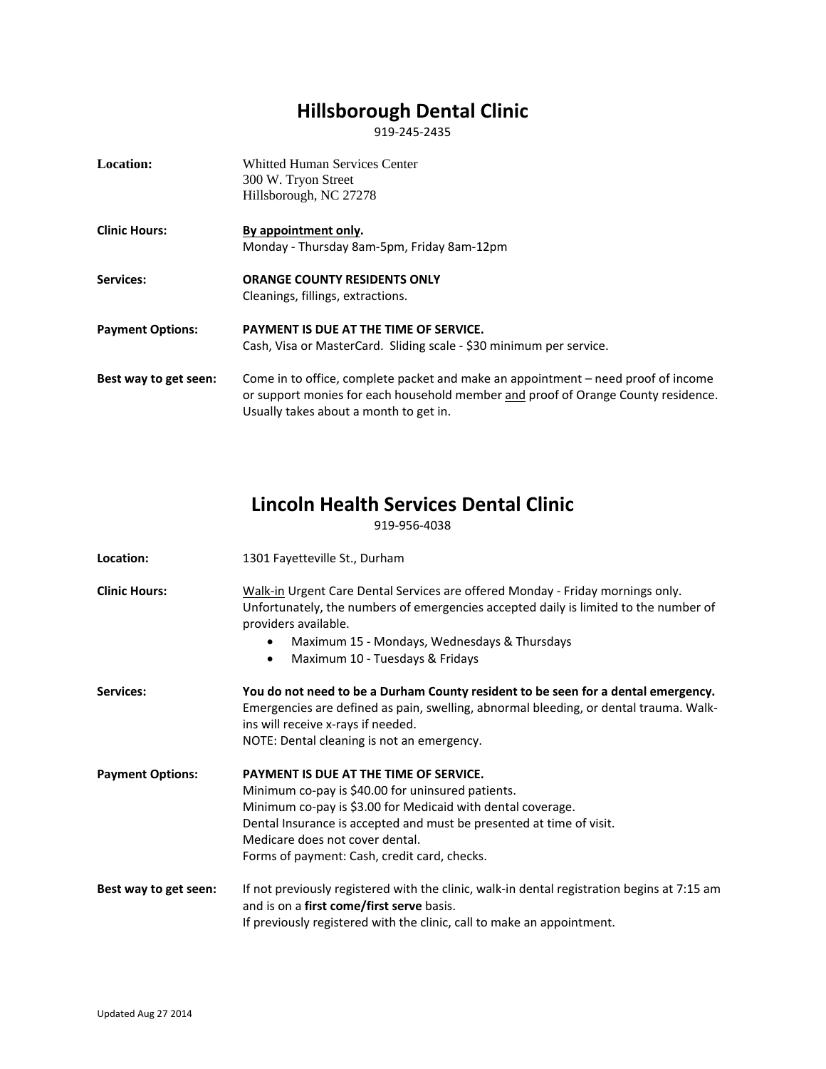## Hillsborough Dental Clinic

919-245-2435

**Location:** Whitted Human Services Center
300 W. Tryon Street
Hillsborough, NC 27278

**Clinic Hours:** **By appointment only.**
Monday - Thursday 8am-5pm, Friday 8am-12pm

**Services:** **ORANGE COUNTY RESIDENTS ONLY**
Cleanings, fillings, extractions.

**Payment Options:** **PAYMENT IS DUE AT THE TIME OF SERVICE.**
Cash, Visa or MasterCard. Sliding scale - $30 minimum per service.

**Best way to get seen:** Come in to office, complete packet and make an appointment – need proof of income or support monies for each household member and proof of Orange County residence. Usually takes about a month to get in.

## Lincoln Health Services Dental Clinic

919-956-4038

**Location:** 1301 Fayetteville St., Durham

**Clinic Hours:** Walk-in Urgent Care Dental Services are offered Monday - Friday mornings only. Unfortunately, the numbers of emergencies accepted daily is limited to the number of providers available.

- Maximum 15 - Mondays, Wednesdays & Thursdays
- Maximum 10 - Tuesdays & Fridays

**Services:** **You do not need to be a Durham County resident to be seen for a dental emergency.** Emergencies are defined as pain, swelling, abnormal bleeding, or dental trauma. Walk-ins will receive x-rays if needed.
NOTE: Dental cleaning is not an emergency.

**Payment Options:** **PAYMENT IS DUE AT THE TIME OF SERVICE.**
Minimum co-pay is $40.00 for uninsured patients.
Minimum co-pay is $3.00 for Medicaid with dental coverage.
Dental Insurance is accepted and must be presented at time of visit.
Medicare does not cover dental.
Forms of payment: Cash, credit card, checks.

**Best way to get seen:** If not previously registered with the clinic, walk-in dental registration begins at 7:15 am and is on a **first come/first serve** basis.
If previously registered with the clinic, call to make an appointment.

Updated Aug 27 2014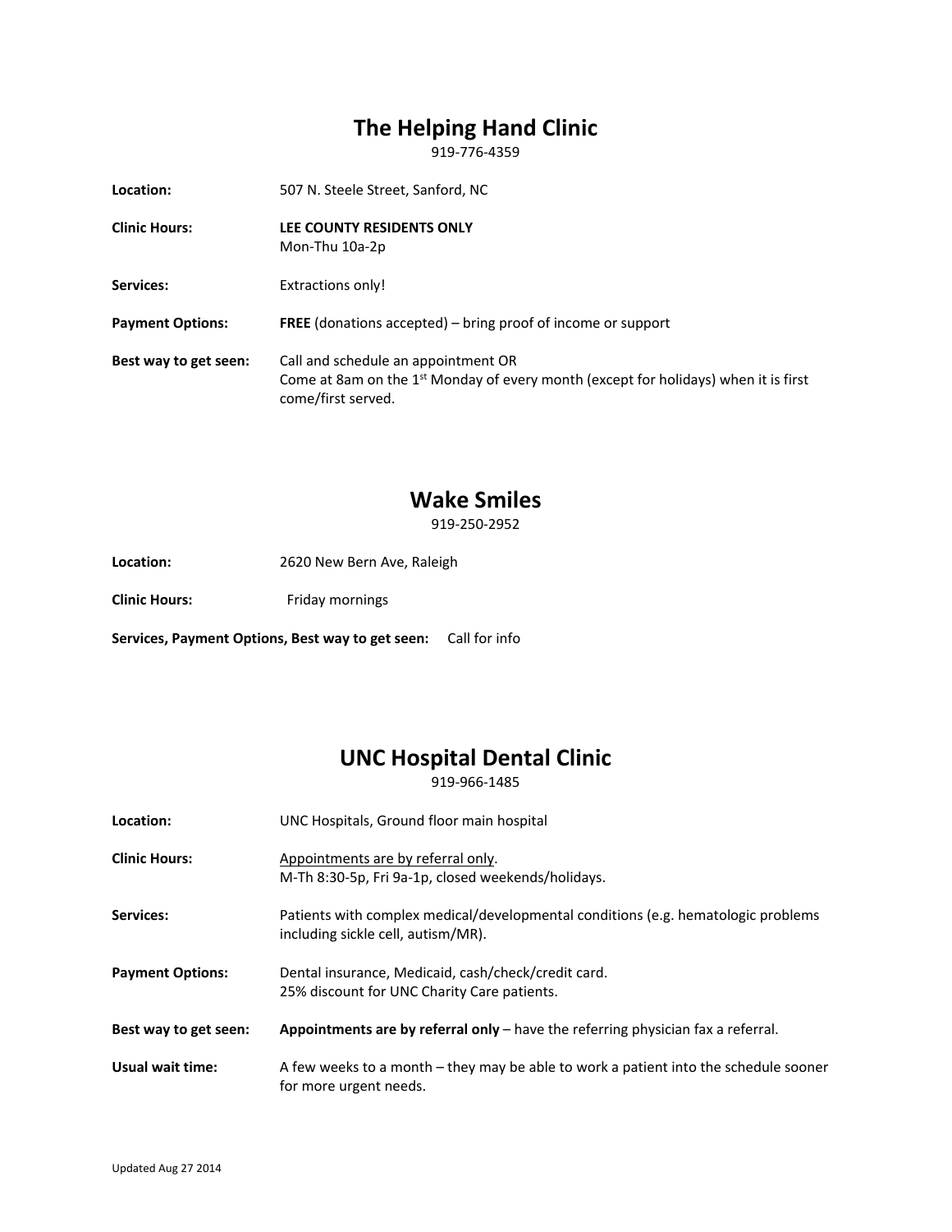## The Helping Hand Clinic

919-776-4359

**Location:** 507 N. Steele Street, Sanford, NC

**Clinic Hours:** **LEE COUNTY RESIDENTS ONLY**
Mon-Thu 10a-2p

**Services:** Extractions only!

**Payment Options:** **FREE** (donations accepted) – bring proof of income or support

**Best way to get seen:** Call and schedule an appointment OR
Come at 8am on the 1st Monday of every month (except for holidays) when it is first come/first served.

## Wake Smiles

919-250-2952

**Location:** 2620 New Bern Ave, Raleigh

**Clinic Hours:** Friday mornings

**Services, Payment Options, Best way to get seen:** Call for info

## UNC Hospital Dental Clinic

919-966-1485

**Location:** UNC Hospitals, Ground floor main hospital

**Clinic Hours:** Appointments are by referral only.
M-Th 8:30-5p, Fri 9a-1p, closed weekends/holidays.

**Services:** Patients with complex medical/developmental conditions (e.g. hematologic problems including sickle cell, autism/MR).

**Payment Options:** Dental insurance, Medicaid, cash/check/credit card.
25% discount for UNC Charity Care patients.

**Best way to get seen:** **Appointments are by referral only** – have the referring physician fax a referral.

**Usual wait time:** A few weeks to a month – they may be able to work a patient into the schedule sooner for more urgent needs.

Updated Aug 27 2014